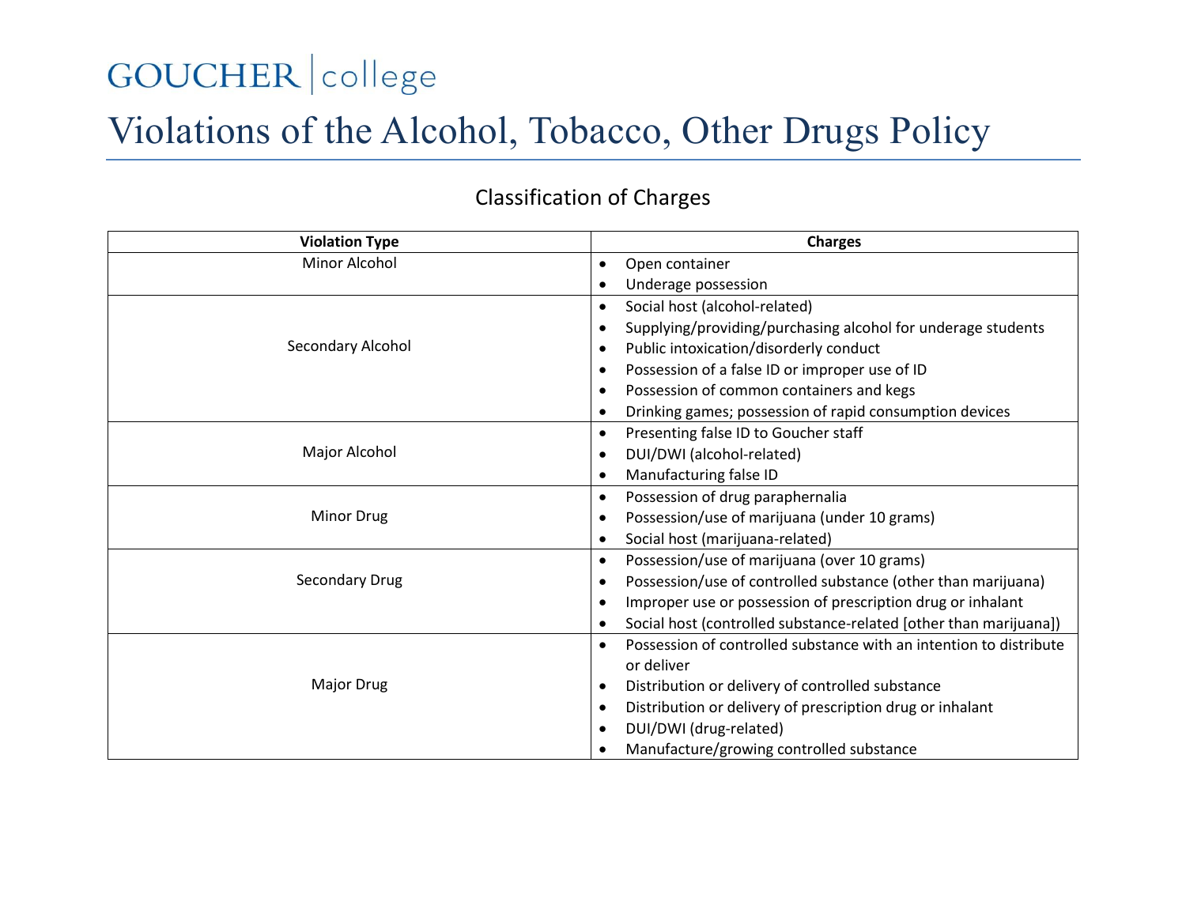GOUCHER | college

# Violations of the Alcohol, Tobacco, Other Drugs Policy

## Classification of Charges

| Violation Type | Charges |
| --- | --- |
| Minor Alcohol | • Open container<br>• Underage possession |
| Secondary Alcohol | • Social host (alcohol-related)<br>• Supplying/providing/purchasing alcohol for underage students<br>• Public intoxication/disorderly conduct<br>• Possession of a false ID or improper use of ID<br>• Possession of common containers and kegs<br>• Drinking games; possession of rapid consumption devices |
| Major Alcohol | • Presenting false ID to Goucher staff<br>• DUI/DWI (alcohol-related)<br>• Manufacturing false ID |
| Minor Drug | • Possession of drug paraphernalia<br>• Possession/use of marijuana (under 10 grams)<br>• Social host (marijuana-related) |
| Secondary Drug | • Possession/use of marijuana (over 10 grams)<br>• Possession/use of controlled substance (other than marijuana)<br>• Improper use or possession of prescription drug or inhalant<br>• Social host (controlled substance-related [other than marijuana]) |
| Major Drug | • Possession of controlled substance with an intention to distribute or deliver<br>• Distribution or delivery of controlled substance<br>• Distribution or delivery of prescription drug or inhalant<br>• DUI/DWI (drug-related)<br>• Manufacture/growing controlled substance |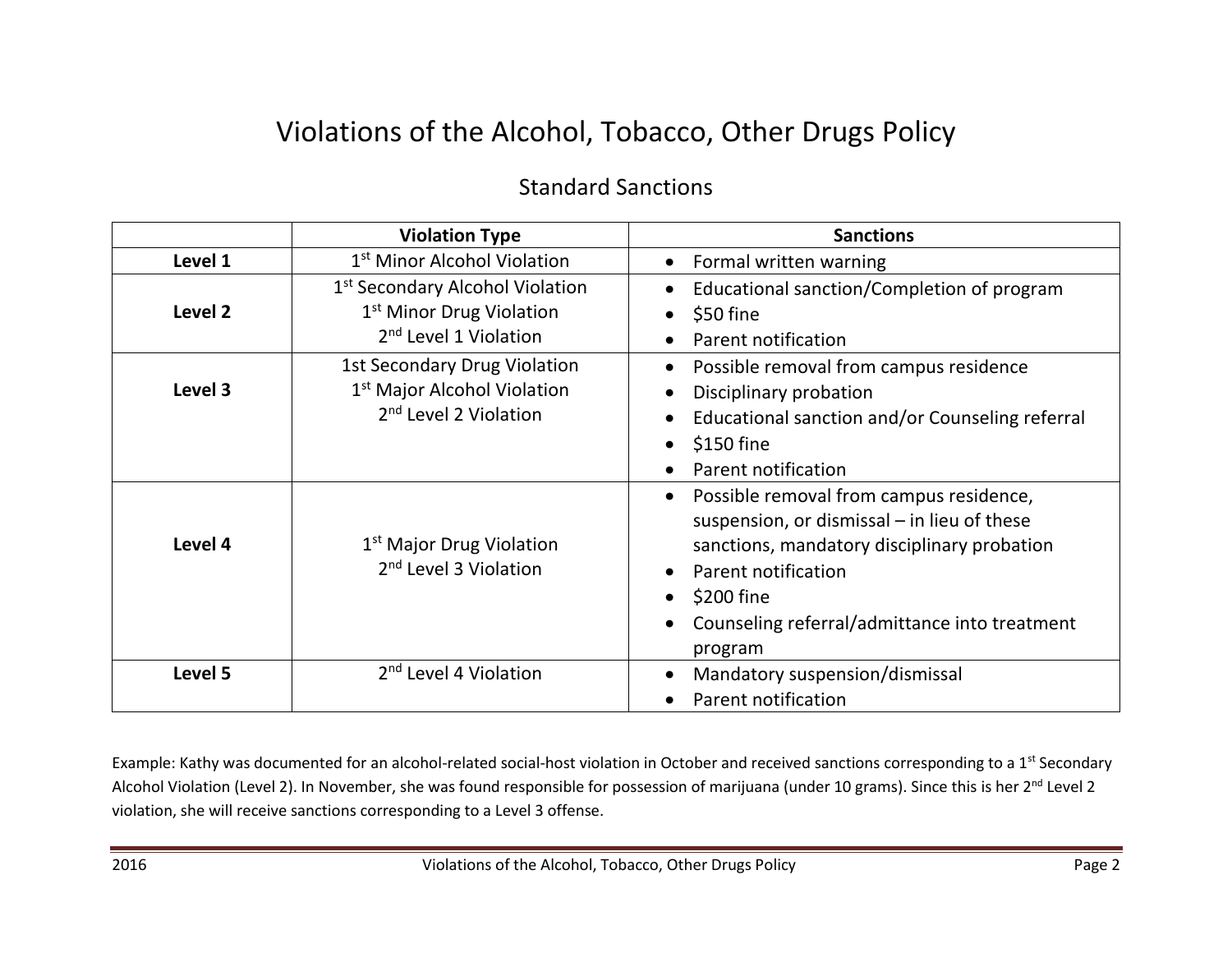# Violations of the Alcohol, Tobacco, Other Drugs Policy

## Standard Sanctions

| | Violation Type | Sanctions |
|---|---|---|
| **Level 1** | 1st Minor Alcohol Violation | • Formal written warning |
| **Level 2** | 1st Secondary Alcohol Violation<br>1st Minor Drug Violation<br>2nd Level 1 Violation | • Educational sanction/Completion of program<br>• $50 fine<br>• Parent notification |
| **Level 3** | 1st Secondary Drug Violation<br>1st Major Alcohol Violation<br>2nd Level 2 Violation | • Possible removal from campus residence<br>• Disciplinary probation<br>• Educational sanction and/or Counseling referral<br>• $150 fine<br>• Parent notification |
| **Level 4** | 1st Major Drug Violation<br>2nd Level 3 Violation | • Possible removal from campus residence, suspension, or dismissal – in lieu of these sanctions, mandatory disciplinary probation<br>• Parent notification<br>• $200 fine<br>• Counseling referral/admittance into treatment program |
| **Level 5** | 2nd Level 4 Violation | • Mandatory suspension/dismissal<br>• Parent notification |

Example: Kathy was documented for an alcohol-related social-host violation in October and received sanctions corresponding to a 1st Secondary Alcohol Violation (Level 2). In November, she was found responsible for possession of marijuana (under 10 grams). Since this is her 2nd Level 2 violation, she will receive sanctions corresponding to a Level 3 offense.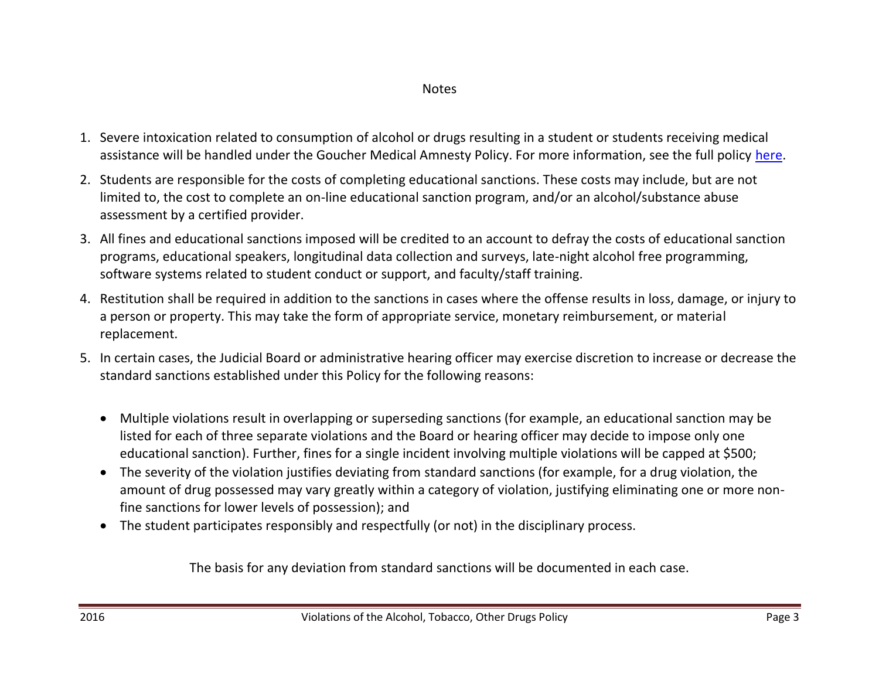# Notes

1. Severe intoxication related to consumption of alcohol or drugs resulting in a student or students receiving medical assistance will be handled under the Goucher Medical Amnesty Policy. For more information, see the full policy here.
2. Students are responsible for the costs of completing educational sanctions. These costs may include, but are not limited to, the cost to complete an on-line educational sanction program, and/or an alcohol/substance abuse assessment by a certified provider.
3. All fines and educational sanctions imposed will be credited to an account to defray the costs of educational sanction programs, educational speakers, longitudinal data collection and surveys, late-night alcohol free programming, software systems related to student conduct or support, and faculty/staff training.
4. Restitution shall be required in addition to the sanctions in cases where the offense results in loss, damage, or injury to a person or property. This may take the form of appropriate service, monetary reimbursement, or material replacement.
5. In certain cases, the Judicial Board or administrative hearing officer may exercise discretion to increase or decrease the standard sanctions established under this Policy for the following reasons:

   - Multiple violations result in overlapping or superseding sanctions (for example, an educational sanction may be listed for each of three separate violations and the Board or hearing officer may decide to impose only one educational sanction). Further, fines for a single incident involving multiple violations will be capped at $500;
   - The severity of the violation justifies deviating from standard sanctions (for example, for a drug violation, the amount of drug possessed may vary greatly within a category of violation, justifying eliminating one or more non-fine sanctions for lower levels of possession); and
   - The student participates responsibly and respectfully (or not) in the disciplinary process.

The basis for any deviation from standard sanctions will be documented in each case.